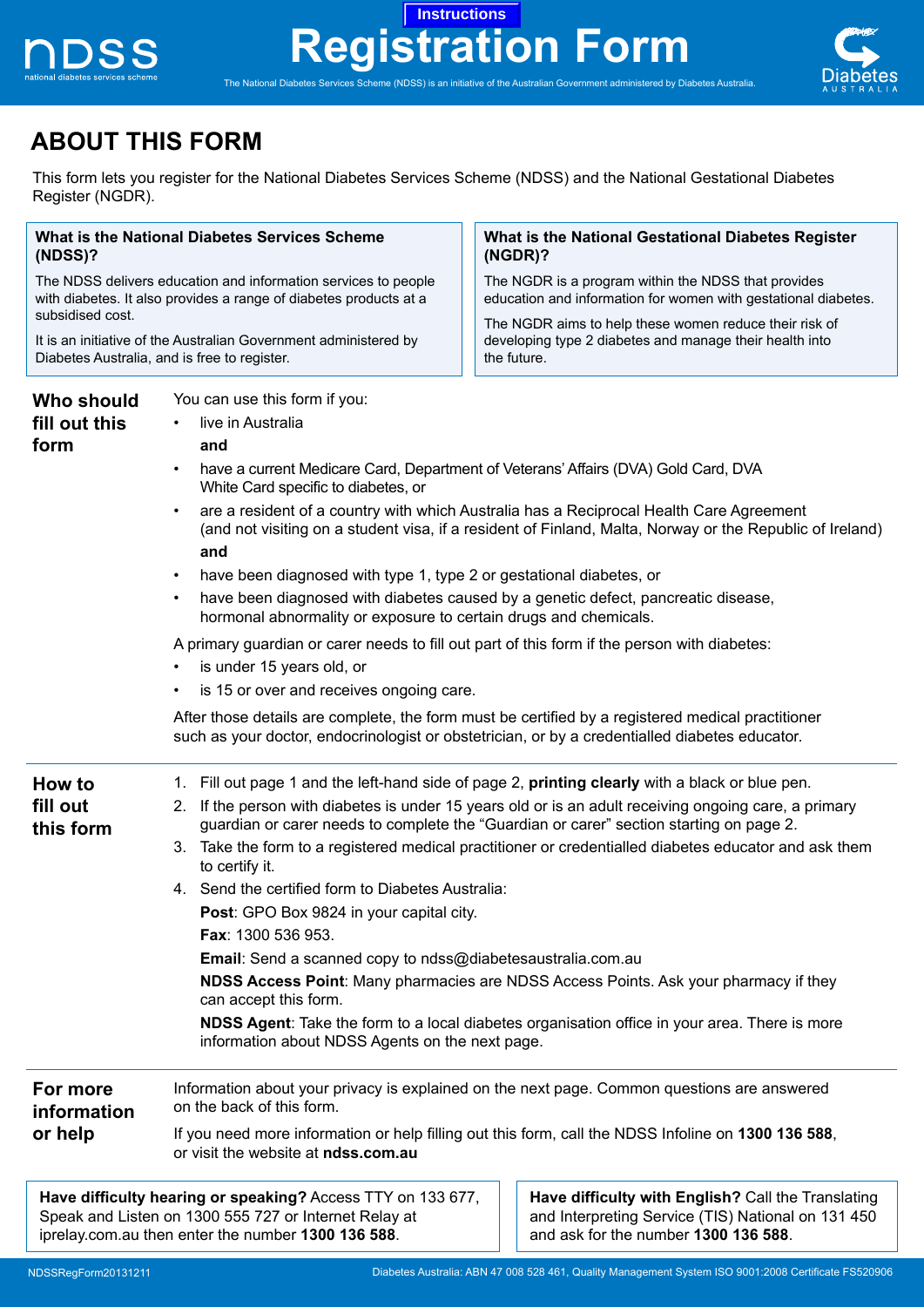Instructions

# Registration Form

The National Diabetes Services Scheme (NDSS) is an initiative of the Australian Government administered by Diabetes Australia.

## ABOUT THIS FORM

This form lets you register for the National Diabetes Services Scheme (NDSS) and the National Gestational Diabetes Register (NGDR).

### What is the National Diabetes Services Scheme (NDSS)?

The NDSS delivers education and information services to people with diabetes. It also provides a range of diabetes products at a subsidised cost.

It is an initiative of the Australian Government administered by Diabetes Australia, and is free to register.

### What is the National Gestational Diabetes Register (NGDR)?

The NGDR is a program within the NDSS that provides education and information for women with gestational diabetes.

The NGDR aims to help these women reduce their risk of developing type 2 diabetes and manage their health into the future.

### Who should fill out this form

You can use this form if you:

- live in Australia

  **and**

- have a current Medicare Card, Department of Veterans' Affairs (DVA) Gold Card, DVA White Card specific to diabetes, or
- are a resident of a country with which Australia has a Reciprocal Health Care Agreement (and not visiting on a student visa, if a resident of Finland, Malta, Norway or the Republic of Ireland)

  **and**

- have been diagnosed with type 1, type 2 or gestational diabetes, or
- have been diagnosed with diabetes caused by a genetic defect, pancreatic disease, hormonal abnormality or exposure to certain drugs and chemicals.

A primary guardian or carer needs to fill out part of this form if the person with diabetes:

- is under 15 years old, or
- is 15 or over and receives ongoing care.

After those details are complete, the form must be certified by a registered medical practitioner such as your doctor, endocrinologist or obstetrician, or by a credentialled diabetes educator.

### How to fill out this form

1. Fill out page 1 and the left-hand side of page 2, **printing clearly** with a black or blue pen.
2. If the person with diabetes is under 15 years old or is an adult receiving ongoing care, a primary guardian or carer needs to complete the "Guardian or carer" section starting on page 2.
3. Take the form to a registered medical practitioner or credentialled diabetes educator and ask them to certify it.
4. Send the certified form to Diabetes Australia:

   **Post**: GPO Box 9824 in your capital city.

   **Fax**: 1300 536 953.

   **Email**: Send a scanned copy to ndss@diabetesaustralia.com.au

   **NDSS Access Point**: Many pharmacies are NDSS Access Points. Ask your pharmacy if they can accept this form.

   **NDSS Agent**: Take the form to a local diabetes organisation office in your area. There is more information about NDSS Agents on the next page.

### For more information or help

Information about your privacy is explained on the next page. Common questions are answered on the back of this form.

If you need more information or help filling out this form, call the NDSS Infoline on **1300 136 588**, or visit the website at **ndss.com.au**

**Have difficulty hearing or speaking?** Access TTY on 133 677, Speak and Listen on 1300 555 727 or Internet Relay at iprelay.com.au then enter the number **1300 136 588**.

**Have difficulty with English?** Call the Translating and Interpreting Service (TIS) National on 131 450 and ask for the number **1300 136 588**.

NDSSRegForm20131211

Diabetes Australia: ABN 47 008 528 461, Quality Management System ISO 9001:2008 Certificate FS520906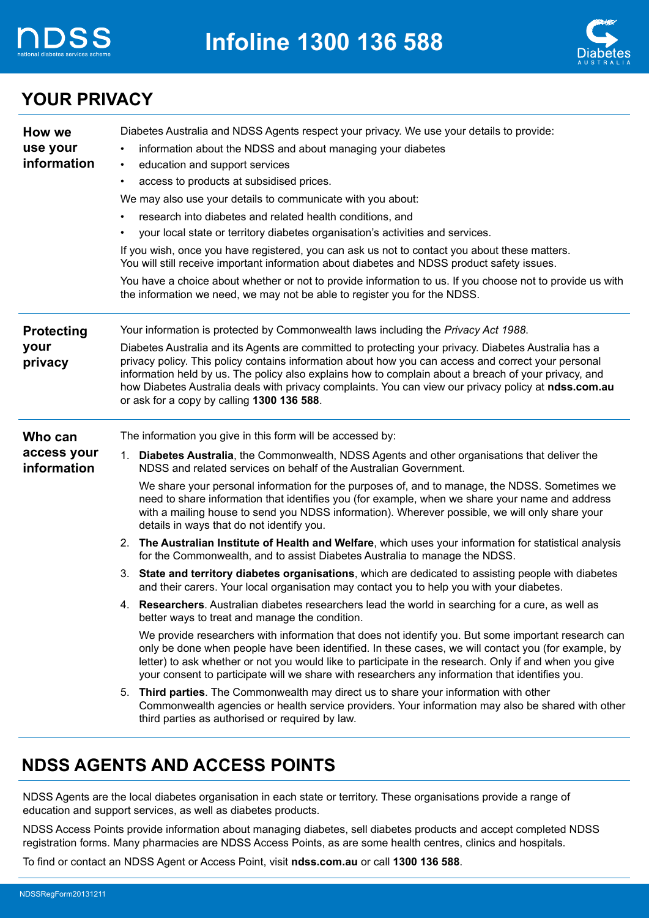## YOUR PRIVACY

### How we use your information

Diabetes Australia and NDSS Agents respect your privacy. We use your details to provide:

- information about the NDSS and about managing your diabetes
- education and support services
- access to products at subsidised prices.

We may also use your details to communicate with you about:

- research into diabetes and related health conditions, and
- your local state or territory diabetes organisation's activities and services.

If you wish, once you have registered, you can ask us not to contact you about these matters. You will still receive important information about diabetes and NDSS product safety issues.

You have a choice about whether or not to provide information to us. If you choose not to provide us with the information we need, we may not be able to register you for the NDSS.

### Protecting your privacy

Your information is protected by Commonwealth laws including the *Privacy Act 1988.*

Diabetes Australia and its Agents are committed to protecting your privacy. Diabetes Australia has a privacy policy. This policy contains information about how you can access and correct your personal information held by us. The policy also explains how to complain about a breach of your privacy, and how Diabetes Australia deals with privacy complaints. You can view our privacy policy at **ndss.com.au** or ask for a copy by calling **1300 136 588**.

### Who can access your information

The information you give in this form will be accessed by:

1. **Diabetes Australia**, the Commonwealth, NDSS Agents and other organisations that deliver the NDSS and related services on behalf of the Australian Government.

   We share your personal information for the purposes of, and to manage, the NDSS. Sometimes we need to share information that identifies you (for example, when we share your name and address with a mailing house to send you NDSS information). Wherever possible, we will only share your details in ways that do not identify you.

2. **The Australian Institute of Health and Welfare**, which uses your information for statistical analysis for the Commonwealth, and to assist Diabetes Australia to manage the NDSS.
3. **State and territory diabetes organisations**, which are dedicated to assisting people with diabetes and their carers. Your local organisation may contact you to help you with your diabetes.
4. **Researchers**. Australian diabetes researchers lead the world in searching for a cure, as well as better ways to treat and manage the condition.

   We provide researchers with information that does not identify you. But some important research can only be done when people have been identified. In these cases, we will contact you (for example, by letter) to ask whether or not you would like to participate in the research. Only if and when you give your consent to participate will we share with researchers any information that identifies you.

5. **Third parties**. The Commonwealth may direct us to share your information with other Commonwealth agencies or health service providers. Your information may also be shared with other third parties as authorised or required by law.

## NDSS AGENTS AND ACCESS POINTS

NDSS Agents are the local diabetes organisation in each state or territory. These organisations provide a range of education and support services, as well as diabetes products.

NDSS Access Points provide information about managing diabetes, sell diabetes products and accept completed NDSS registration forms. Many pharmacies are NDSS Access Points, as are some health centres, clinics and hospitals.

To find or contact an NDSS Agent or Access Point, visit **ndss.com.au** or call **1300 136 588**.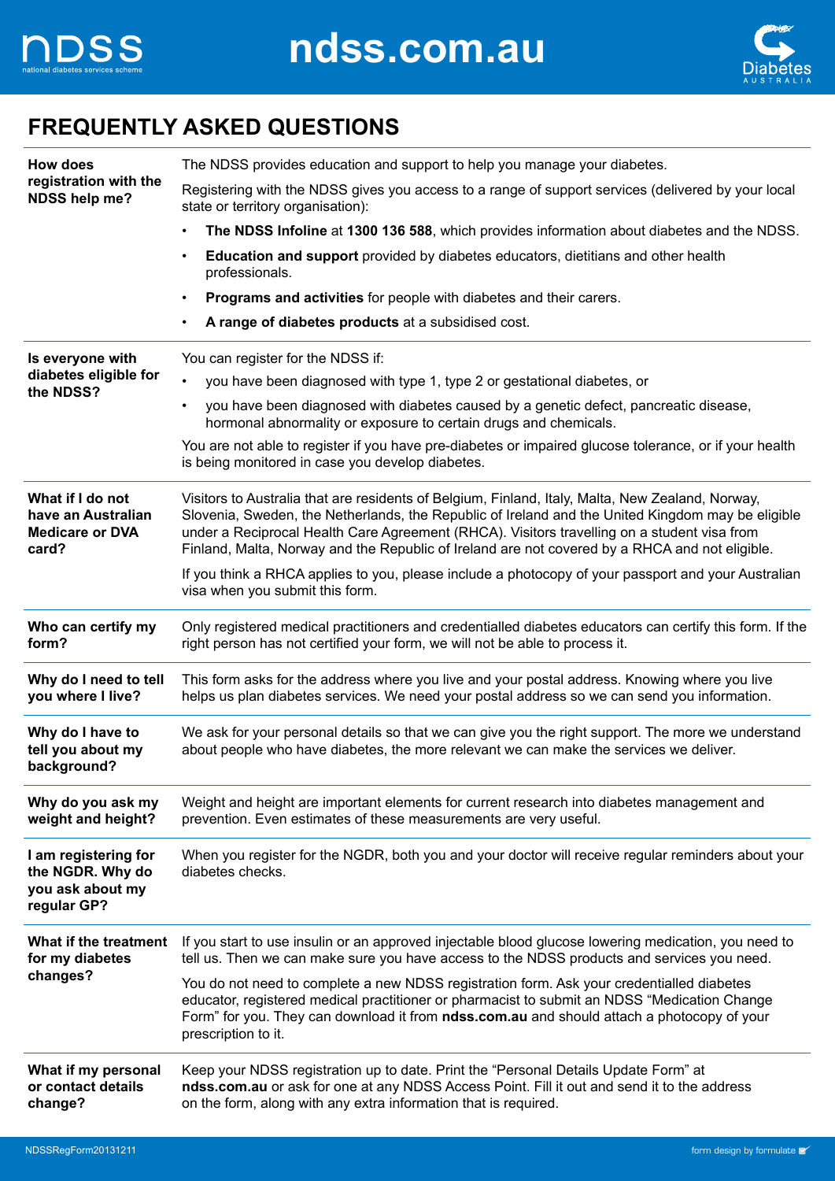# FREQUENTLY ASKED QUESTIONS

**How does registration with the NDSS help me?**

The NDSS provides education and support to help you manage your diabetes.

Registering with the NDSS gives you access to a range of support services (delivered by your local state or territory organisation):

- **The NDSS Infoline** at **1300 136 588**, which provides information about diabetes and the NDSS.
- **Education and support** provided by diabetes educators, dietitians and other health professionals.
- **Programs and activities** for people with diabetes and their carers.
- **A range of diabetes products** at a subsidised cost.

**Is everyone with diabetes eligible for the NDSS?**

You can register for the NDSS if:

- you have been diagnosed with type 1, type 2 or gestational diabetes, or
- you have been diagnosed with diabetes caused by a genetic defect, pancreatic disease, hormonal abnormality or exposure to certain drugs and chemicals.

You are not able to register if you have pre-diabetes or impaired glucose tolerance, or if your health is being monitored in case you develop diabetes.

**What if I do not have an Australian Medicare or DVA card?**

Visitors to Australia that are residents of Belgium, Finland, Italy, Malta, New Zealand, Norway, Slovenia, Sweden, the Netherlands, the Republic of Ireland and the United Kingdom may be eligible under a Reciprocal Health Care Agreement (RHCA). Visitors travelling on a student visa from Finland, Malta, Norway and the Republic of Ireland are not covered by a RHCA and not eligible.

If you think a RHCA applies to you, please include a photocopy of your passport and your Australian visa when you submit this form.

**Who can certify my form?**

Only registered medical practitioners and credentialled diabetes educators can certify this form. If the right person has not certified your form, we will not be able to process it.

**Why do I need to tell you where I live?**

This form asks for the address where you live and your postal address. Knowing where you live helps us plan diabetes services. We need your postal address so we can send you information.

**Why do I have to tell you about my background?**

We ask for your personal details so that we can give you the right support. The more we understand about people who have diabetes, the more relevant we can make the services we deliver.

**Why do you ask my weight and height?**

Weight and height are important elements for current research into diabetes management and prevention. Even estimates of these measurements are very useful.

**I am registering for the NGDR. Why do you ask about my regular GP?**

When you register for the NGDR, both you and your doctor will receive regular reminders about your diabetes checks.

**What if the treatment for my diabetes changes?**

If you start to use insulin or an approved injectable blood glucose lowering medication, you need to tell us. Then we can make sure you have access to the NDSS products and services you need.

You do not need to complete a new NDSS registration form. Ask your credentialled diabetes educator, registered medical practitioner or pharmacist to submit an NDSS "Medication Change Form" for you. They can download it from **ndss.com.au** and should attach a photocopy of your prescription to it.

**What if my personal or contact details change?**

Keep your NDSS registration up to date. Print the "Personal Details Update Form" at **ndss.com.au** or ask for one at any NDSS Access Point. Fill it out and send it to the address on the form, along with any extra information that is required.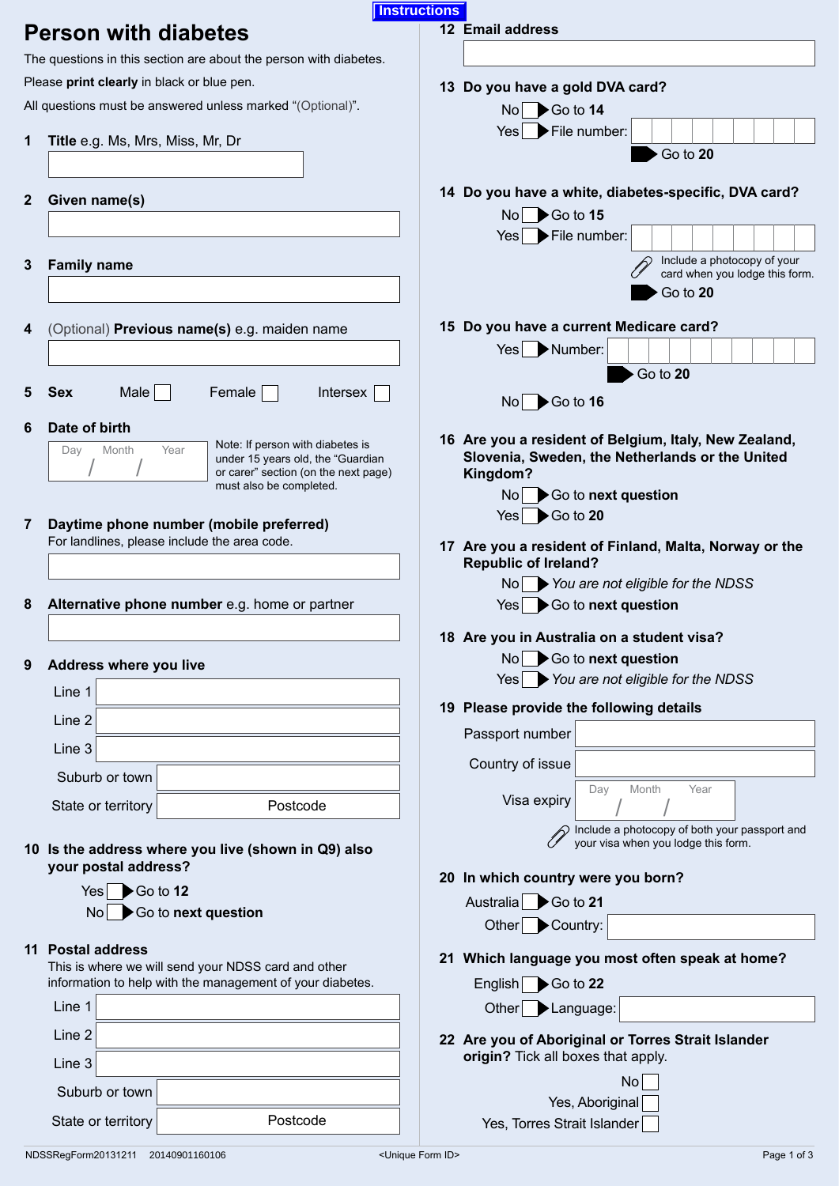Instructions

# Person with diabetes

The questions in this section are about the person with diabetes.

Please **print clearly** in black or blue pen.

All questions must be answered unless marked "(Optional)".

**1 Title** e.g. Ms, Mrs, Miss, Mr, Dr

**2 Given name(s)**

**3 Family name**

**4** (Optional) **Previous name(s)** e.g. maiden name

**5 Sex** Male ☐ Female ☐ Intersex ☐

**6 Date of birth**

Day / Month / Year

Note: If person with diabetes is under 15 years old, the "Guardian or carer" section (on the next page) must also be completed.

**7 Daytime phone number (mobile preferred)**

For landlines, please include the area code.

**8 Alternative phone number** e.g. home or partner

**9 Address where you live**

Line 1

Line 2

Line 3

Suburb or town

State or territory Postcode

**10 Is the address where you live (shown in Q9) also your postal address?**

Yes ☐ ▶ Go to **12**

No ☐ ▶ Go to **next question**

**11 Postal address**

This is where we will send your NDSS card and other information to help with the management of your diabetes.

Line 1

Line 2

Line 3

Suburb or town

State or territory Postcode

**12 Email address**

**13 Do you have a gold DVA card?**

No ☐ ▶ Go to **14**

Yes ☐ ▶ File number: ☐☐☐☐☐☐☐☐☐

▶ Go to **20**

**14 Do you have a white, diabetes-specific, DVA card?**

No ☐ ▶ Go to **15**

Yes ☐ ▶ File number: ☐☐☐☐☐☐☐☐☐

Include a photocopy of your card when you lodge this form.

▶ Go to **20**

**15 Do you have a current Medicare card?**

Yes ☐ ▶ Number: ☐☐☐☐☐☐☐☐☐☐

▶ Go to **20**

No ☐ ▶ Go to **16**

**16 Are you a resident of Belgium, Italy, New Zealand, Slovenia, Sweden, the Netherlands or the United Kingdom?**

No ☐ ▶ Go to **next question**

Yes ☐ ▶ Go to **20**

**17 Are you a resident of Finland, Malta, Norway or the Republic of Ireland?**

No ☐ ▶ *You are not eligible for the NDSS*

Yes ☐ ▶ Go to **next question**

**18 Are you in Australia on a student visa?**

No ☐ ▶ Go to **next question**

Yes ☐ ▶ *You are not eligible for the NDSS*

**19 Please provide the following details**

Passport number

Country of issue

Visa expiry Day / Month / Year

Include a photocopy of both your passport and your visa when you lodge this form.

**20 In which country were you born?**

Australia ☐ ▶ Go to **21**

Other ☐ ▶ Country:

**21 Which language you most often speak at home?**

English ☐ ▶ Go to **22**

Other ☐ ▶ Language:

**22 Are you of Aboriginal or Torres Strait Islander origin?** Tick all boxes that apply.

No ☐

Yes, Aboriginal ☐

Yes, Torres Strait Islander ☐

NDSSRegForm20131211 20140901160106 <Unique Form ID>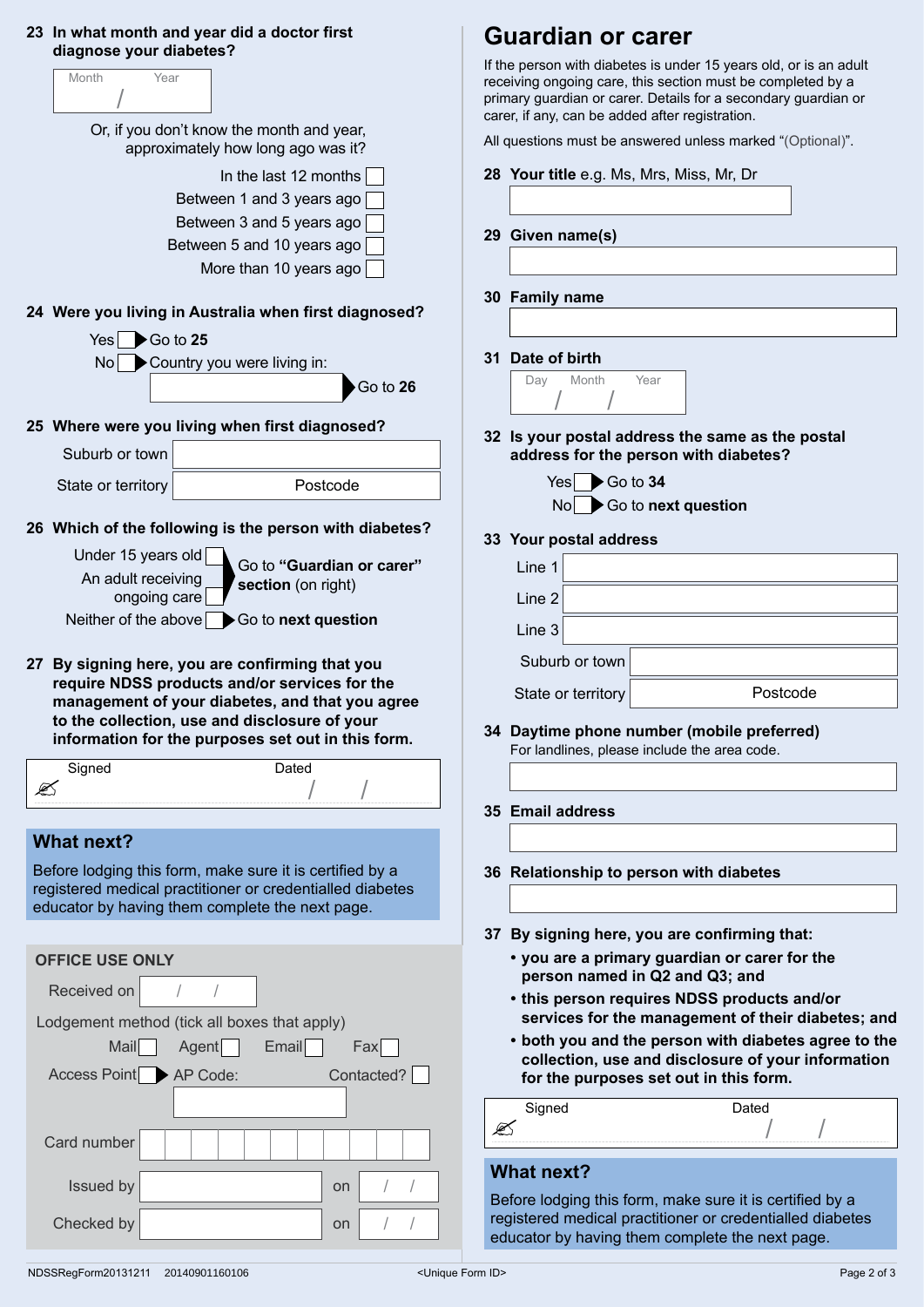**23 In what month and year did a doctor first diagnose your diabetes?**

Month / Year

Or, if you don't know the month and year, approximately how long ago was it?

- In the last 12 months ☐
- Between 1 and 3 years ago ☐
- Between 3 and 5 years ago ☐
- Between 5 and 10 years ago ☐
- More than 10 years ago ☐

**24 Were you living in Australia when first diagnosed?**

- Yes ☐ ▶ Go to **25**
- No ☐ ▶ Country you were living in: ________ ▶ Go to **26**

**25 Where were you living when first diagnosed?**

Suburb or town

State or territory | Postcode

**26 Which of the following is the person with diabetes?**

- Under 15 years old ☐
- An adult receiving ongoing care ☐

▶ Go to **"Guardian or carer" section** (on right)

- Neither of the above ☐ ▶ Go to **next question**

**27 By signing here, you are confirming that you require NDSS products and/or services for the management of your diabetes, and that you agree to the collection, use and disclosure of your information for the purposes set out in this form.**

Signed | Dated / /

## What next?

Before lodging this form, make sure it is certified by a registered medical practitioner or credentialled diabetes educator by having them complete the next page.

### OFFICE USE ONLY

Received on / /

Lodgement method (tick all boxes that apply)

Mail ☐ Agent ☐ Email ☐ Fax ☐

Access Point ☐ ▶ AP Code: Contacted? ☐

Card number

Issued by on / /

Checked by on / /

# Guardian or carer

If the person with diabetes is under 15 years old, or is an adult receiving ongoing care, this section must be completed by a primary guardian or carer. Details for a secondary guardian or carer, if any, can be added after registration.

All questions must be answered unless marked "(Optional)".

**28 Your title** e.g. Ms, Mrs, Miss, Mr, Dr

**29 Given name(s)**

**30 Family name**

**31 Date of birth**

Day / Month / Year

**32 Is your postal address the same as the postal address for the person with diabetes?**

- Yes ☐ ▶ Go to **34**
- No ☐ ▶ Go to **next question**

**33 Your postal address**

Line 1

Line 2

Line 3

Suburb or town

State or territory | Postcode

**34 Daytime phone number (mobile preferred)**

For landlines, please include the area code.

**35 Email address**

**36 Relationship to person with diabetes**

**37 By signing here, you are confirming that:**

- **you are a primary guardian or carer for the person named in Q2 and Q3; and**
- **this person requires NDSS products and/or services for the management of their diabetes; and**
- **both you and the person with diabetes agree to the collection, use and disclosure of your information for the purposes set out in this form.**

Signed | Dated / /

## What next?

Before lodging this form, make sure it is certified by a registered medical practitioner or credentialled diabetes educator by having them complete the next page.

NDSSRegForm20131211 20140901160106 <Unique Form ID>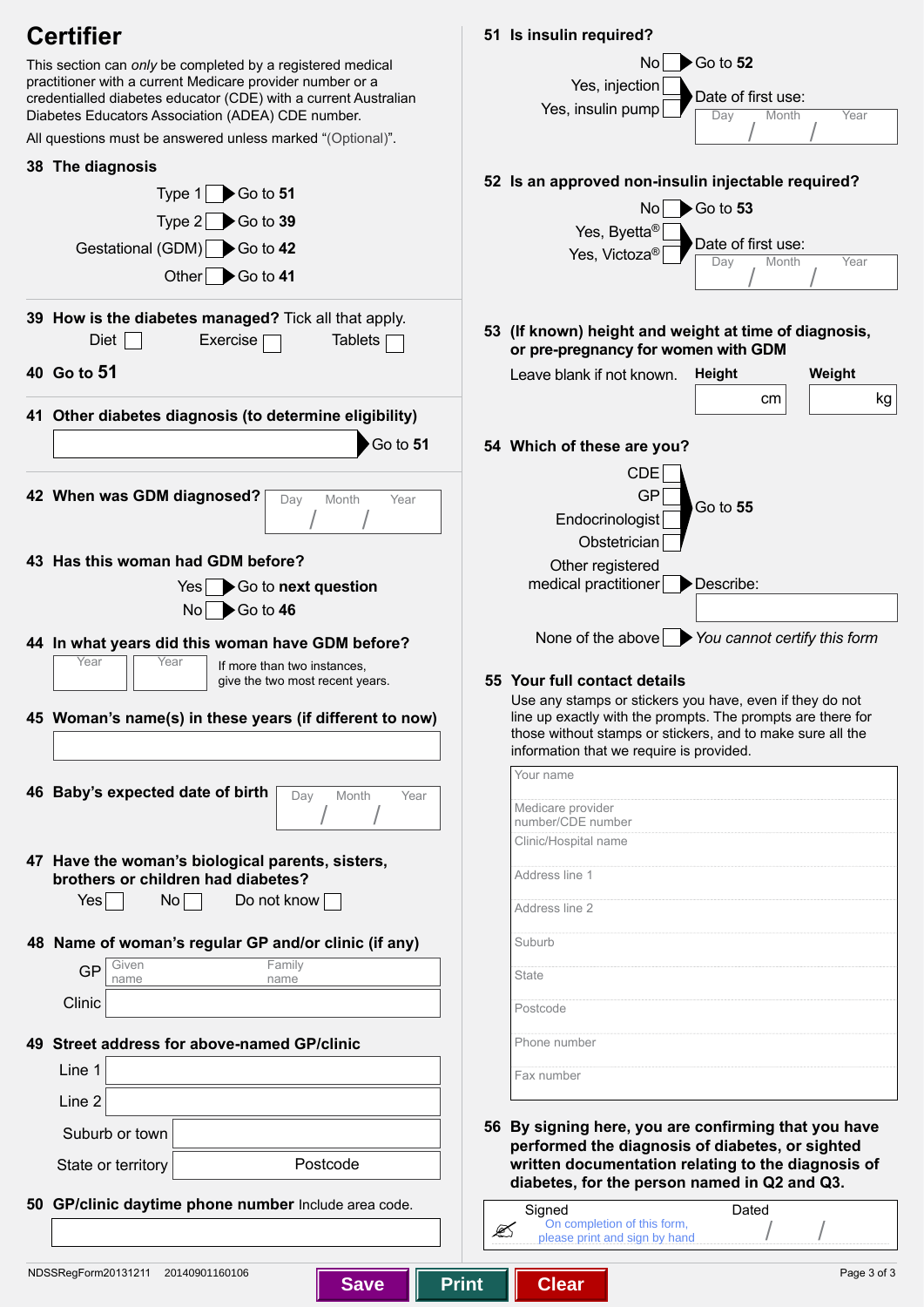# Certifier

This section can *only* be completed by a registered medical practitioner with a current Medicare provider number or a credentialled diabetes educator (CDE) with a current Australian Diabetes Educators Association (ADEA) CDE number.

All questions must be answered unless marked "(Optional)".

**38 The diagnosis**

- Type 1 ☐ Go to **51**
- Type 2 ☐ Go to **39**
- Gestational (GDM) ☐ Go to **42**
- Other ☐ Go to **41**

**39 How is the diabetes managed?** Tick all that apply.

Diet ☐ Exercise ☐ Tablets ☐

**40 Go to 51**

**41 Other diabetes diagnosis (to determine eligibility)**

[ ] Go to **51**

**42 When was GDM diagnosed?** Day / Month / Year

**43 Has this woman had GDM before?**

- Yes ☐ Go to **next question**
- No ☐ Go to **46**

**44 In what years did this woman have GDM before?**

Year [ ] Year [ ] If more than two instances, give the two most recent years.

**45 Woman's name(s) in these years (if different to now)**

**46 Baby's expected date of birth** Day / Month / Year

**47 Have the woman's biological parents, sisters, brothers or children had diabetes?**

Yes ☐ No ☐ Do not know ☐

**48 Name of woman's regular GP and/or clinic (if any)**

GP: Given name / Family name

Clinic:

**49 Street address for above-named GP/clinic**

Line 1

Line 2

Suburb or town

State or territory Postcode

**50 GP/clinic daytime phone number** Include area code.

**51 Is insulin required?**

- No ☐ Go to **52**
- Yes, injection ☐
- Yes, insulin pump ☐

Date of first use: Day / Month / Year

**52 Is an approved non-insulin injectable required?**

- No ☐ Go to **53**
- Yes, Byetta® ☐
- Yes, Victoza® ☐

Date of first use: Day / Month / Year

**53 (If known) height and weight at time of diagnosis, or pre-pregnancy for women with GDM**

Leave blank if not known. **Height** cm **Weight** kg

**54 Which of these are you?**

- CDE ☐
- GP ☐
- Endocrinologist ☐
- Obstetrician ☐

Go to **55**

- Other registered medical practitioner ☐ Describe:
- None of the above ☐ *You cannot certify this form*

**55 Your full contact details**

Use any stamps or stickers you have, even if they do not line up exactly with the prompts. The prompts are there for those without stamps or stickers, and to make sure all the information that we require is provided.

- Your name
- Medicare provider number/CDE number
- Clinic/Hospital name
- Address line 1
- Address line 2
- Suburb
- State
- Postcode
- Phone number
- Fax number

**56 By signing here, you are confirming that you have performed the diagnosis of diabetes, or sighted written documentation relating to the diagnosis of diabetes, for the person named in Q2 and Q3.**

Signed — On completion of this form, please print and sign by hand

Dated / /

NDSSRegForm20131211 20140901160106

Save Print Clear